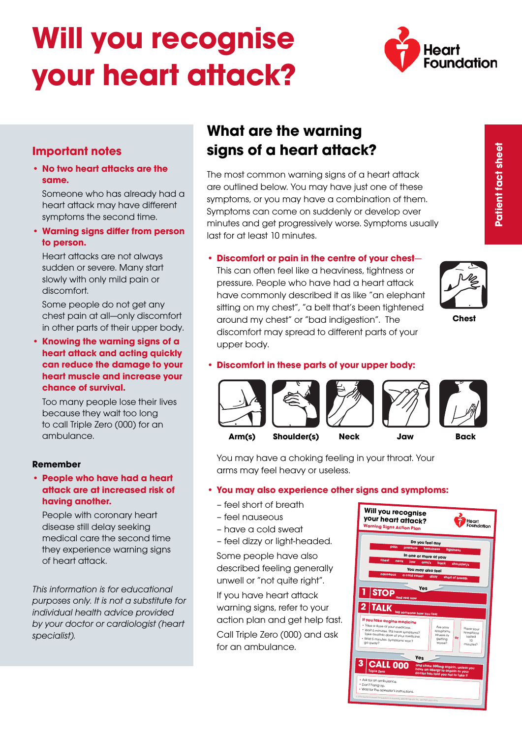# Will you recognise your heart attack?

Heart Foundation

Patient fact sheet

## Important notes

- **No two heart attacks are the same.**

  Someone who has already had a heart attack may have different symptoms the second time.

- **Warning signs differ from person to person.**

  Heart attacks are not always sudden or severe. Many start slowly with only mild pain or discomfort.

  Some people do not get any chest pain at all—only discomfort in other parts of their upper body.

- **Knowing the warning signs of a heart attack and acting quickly can reduce the damage to your heart muscle and increase your chance of survival.**

  Too many people lose their lives because they wait too long to call Triple Zero (000) for an ambulance.

### Remember

- **People who have had a heart attack are at increased risk of having another.**

  People with coronary heart disease still delay seeking medical care the second time they experience warning signs of heart attack.

*This information is for educational purposes only. It is not a substitute for individual health advice provided by your doctor or cardiologist (heart specialist).*

## What are the warning signs of a heart attack?

The most common warning signs of a heart attack are outlined below. You may have just one of these symptoms, or you may have a combination of them. Symptoms can come on suddenly or develop over minutes and get progressively worse. Symptoms usually last for at least 10 minutes.

- **Discomfort or pain in the centre of your chest**—This can often feel like a heaviness, tightness or pressure. People who have had a heart attack have commonly described it as like "an elephant sitting on my chest", "a belt that's been tightened around my chest" or "bad indigestion". The discomfort may spread to different parts of your upper body.

Chest

- **Discomfort in these parts of your upper body:**

Arm(s) Shoulder(s) Neck Jaw Back

You may have a choking feeling in your throat. Your arms may feel heavy or useless.

- **You may also experience other signs and symptoms:**
  - feel short of breath
  - feel nauseous
  - have a cold sweat
  - feel dizzy or light-headed.

  Some people have also described feeling generally unwell or "not quite right".

  If you have heart attack warning signs, refer to your action plan and get help fast.

  Call Triple Zero (000) and ask for an ambulance.

Will you recognise your heart attack?
Warning Signs Action Plan

Do you feel any
pain pressure heaviness tightness
In one or more of your
chest neck jaw arm/s back shoulder/s
You may also feel
nauseous a cold sweat dizzy short of breath

Yes

1 STOP and rest now

2 TALK tell someone how you feel

If you take angina medicine
- Take a dose of your medicine.
- Wait 5 minutes. Still have symptoms? Take another dose of your medicine.
- Wait 5 minutes. Symptoms won't go away?

Are your symptoms severe or getting worse? or Have your symptoms lasted 10 minutes?

Yes

3 CALL 000 Triple Zero and chew 300mg aspirin, unless you have an allergy to aspirin or your doctor has told you not to take it

- Ask for an ambulance.
- Don't hang up.
- Wait for the operator's instructions.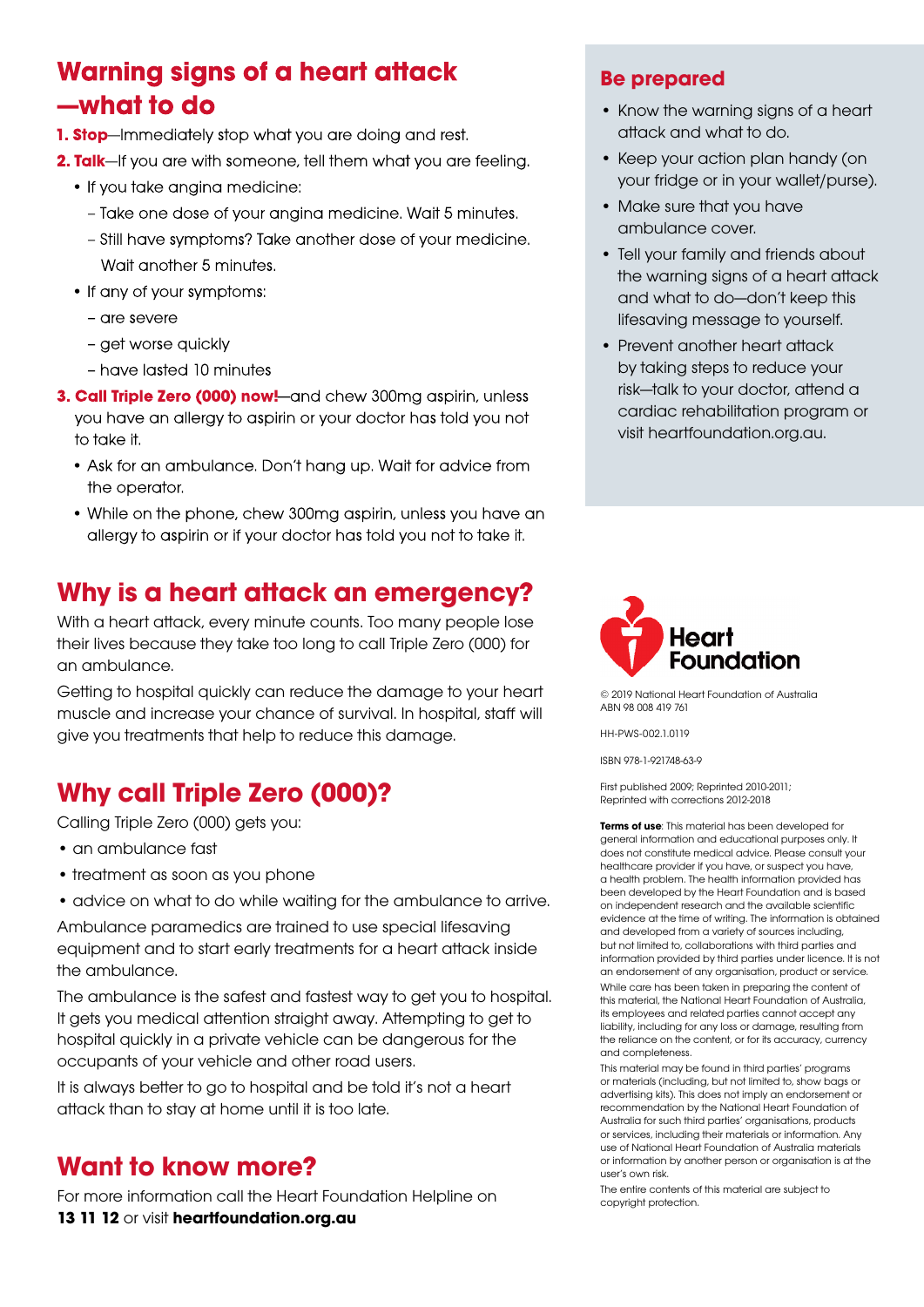## Warning signs of a heart attack —what to do

**1. Stop**—Immediately stop what you are doing and rest.

**2. Talk**—If you are with someone, tell them what you are feeling.

- If you take angina medicine:
  - Take one dose of your angina medicine. Wait 5 minutes.
  - Still have symptoms? Take another dose of your medicine. Wait another 5 minutes.
- If any of your symptoms:
  - are severe
  - get worse quickly
  - have lasted 10 minutes

**3. Call Triple Zero (000) now!**—and chew 300mg aspirin, unless you have an allergy to aspirin or your doctor has told you not to take it.

- Ask for an ambulance. Don't hang up. Wait for advice from the operator.
- While on the phone, chew 300mg aspirin, unless you have an allergy to aspirin or if your doctor has told you not to take it.

## Why is a heart attack an emergency?

With a heart attack, every minute counts. Too many people lose their lives because they take too long to call Triple Zero (000) for an ambulance.

Getting to hospital quickly can reduce the damage to your heart muscle and increase your chance of survival. In hospital, staff will give you treatments that help to reduce this damage.

## Why call Triple Zero (000)?

Calling Triple Zero (000) gets you:

- an ambulance fast
- treatment as soon as you phone
- advice on what to do while waiting for the ambulance to arrive.

Ambulance paramedics are trained to use special lifesaving equipment and to start early treatments for a heart attack inside the ambulance.

The ambulance is the safest and fastest way to get you to hospital. It gets you medical attention straight away. Attempting to get to hospital quickly in a private vehicle can be dangerous for the occupants of your vehicle and other road users.

It is always better to go to hospital and be told it's not a heart attack than to stay at home until it is too late.

## Want to know more?

For more information call the Heart Foundation Helpline on **13 11 12** or visit **heartfoundation.org.au**

## Be prepared

- Know the warning signs of a heart attack and what to do.
- Keep your action plan handy (on your fridge or in your wallet/purse).
- Make sure that you have ambulance cover.
- Tell your family and friends about the warning signs of a heart attack and what to do—don't keep this lifesaving message to yourself.
- Prevent another heart attack by taking steps to reduce your risk—talk to your doctor, attend a cardiac rehabilitation program or visit heartfoundation.org.au.

Heart Foundation

© 2019 National Heart Foundation of Australia
ABN 98 008 419 761

HH-PWS-002.1.0119

ISBN 978-1-921748-63-9

First published 2009; Reprinted 2010-2011;
Reprinted with corrections 2012-2018

**Terms of use**: This material has been developed for general information and educational purposes only. It does not constitute medical advice. Please consult your healthcare provider if you have, or suspect you have, a health problem. The health information provided has been developed by the Heart Foundation and is based on independent research and the available scientific evidence at the time of writing. The information is obtained and developed from a variety of sources including, but not limited to, collaborations with third parties and information provided by third parties under licence. It is not an endorsement of any organisation, product or service.

While care has been taken in preparing the content of this material, the National Heart Foundation of Australia, its employees and related parties cannot accept any liability, including for any loss or damage, resulting from the reliance on the content, or for its accuracy, currency and completeness.

This material may be found in third parties' programs or materials (including, but not limited to, show bags or advertising kits). This does not imply an endorsement or recommendation by the National Heart Foundation of Australia for such third parties' organisations, products or services, including their materials or information. Any use of National Heart Foundation of Australia materials or information by another person or organisation is at the user's own risk.

The entire contents of this material are subject to copyright protection.